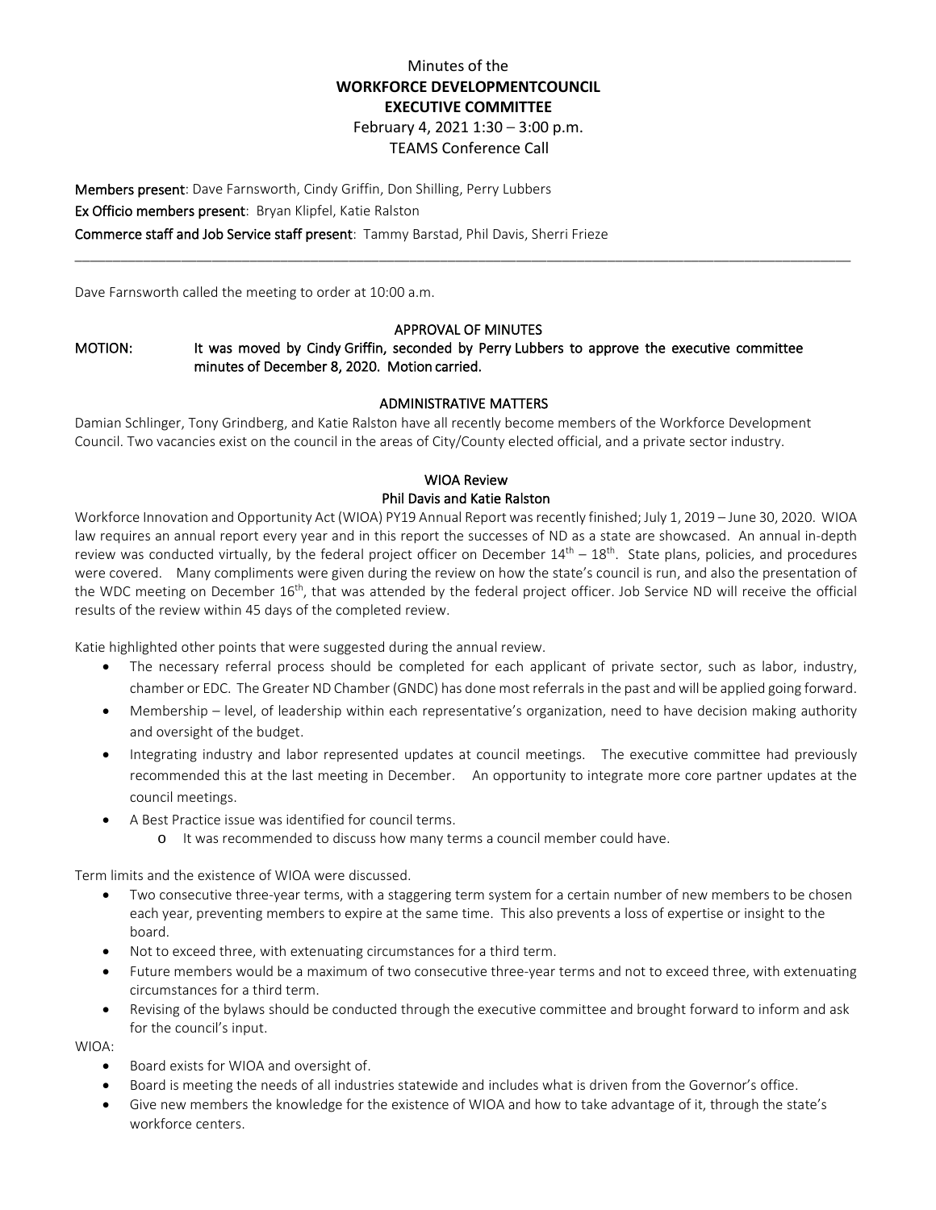# Minutes of the
# WORKFORCE DEVELOPMENTCOUNCIL
# EXECUTIVE COMMITTEE

February 4, 2021 1:30 – 3:00 p.m.
TEAMS Conference Call

**Members present**: Dave Farnsworth, Cindy Griffin, Don Shilling, Perry Lubbers
**Ex Officio members present**: Bryan Klipfel, Katie Ralston
**Commerce staff and Job Service staff present**: Tammy Barstad, Phil Davis, Sherri Frieze

---

Dave Farnsworth called the meeting to order at 10:00 a.m.

## APPROVAL OF MINUTES

**MOTION:** **It was moved by Cindy Griffin, seconded by Perry Lubbers to approve the executive committee minutes of December 8, 2020. Motion carried.**

## ADMINISTRATIVE MATTERS

Damian Schlinger, Tony Grindberg, and Katie Ralston have all recently become members of the Workforce Development Council. Two vacancies exist on the council in the areas of City/County elected official, and a private sector industry.

## WIOA Review
### Phil Davis and Katie Ralston

Workforce Innovation and Opportunity Act (WIOA) PY19 Annual Report was recently finished; July 1, 2019 – June 30, 2020. WIOA law requires an annual report every year and in this report the successes of ND as a state are showcased. An annual in-depth review was conducted virtually, by the federal project officer on December 14th – 18th. State plans, policies, and procedures were covered. Many compliments were given during the review on how the state's council is run, and also the presentation of the WDC meeting on December 16th, that was attended by the federal project officer. Job Service ND will receive the official results of the review within 45 days of the completed review.

Katie highlighted other points that were suggested during the annual review.

- The necessary referral process should be completed for each applicant of private sector, such as labor, industry, chamber or EDC. The Greater ND Chamber (GNDC) has done most referrals in the past and will be applied going forward.
- Membership – level, of leadership within each representative's organization, need to have decision making authority and oversight of the budget.
- Integrating industry and labor represented updates at council meetings. The executive committee had previously recommended this at the last meeting in December. An opportunity to integrate more core partner updates at the council meetings.
- A Best Practice issue was identified for council terms.
  - It was recommended to discuss how many terms a council member could have.

Term limits and the existence of WIOA were discussed.

- Two consecutive three-year terms, with a staggering term system for a certain number of new members to be chosen each year, preventing members to expire at the same time. This also prevents a loss of expertise or insight to the board.
- Not to exceed three, with extenuating circumstances for a third term.
- Future members would be a maximum of two consecutive three-year terms and not to exceed three, with extenuating circumstances for a third term.
- Revising of the bylaws should be conducted through the executive committee and brought forward to inform and ask for the council's input.

WIOA:

- Board exists for WIOA and oversight of.
- Board is meeting the needs of all industries statewide and includes what is driven from the Governor's office.
- Give new members the knowledge for the existence of WIOA and how to take advantage of it, through the state's workforce centers.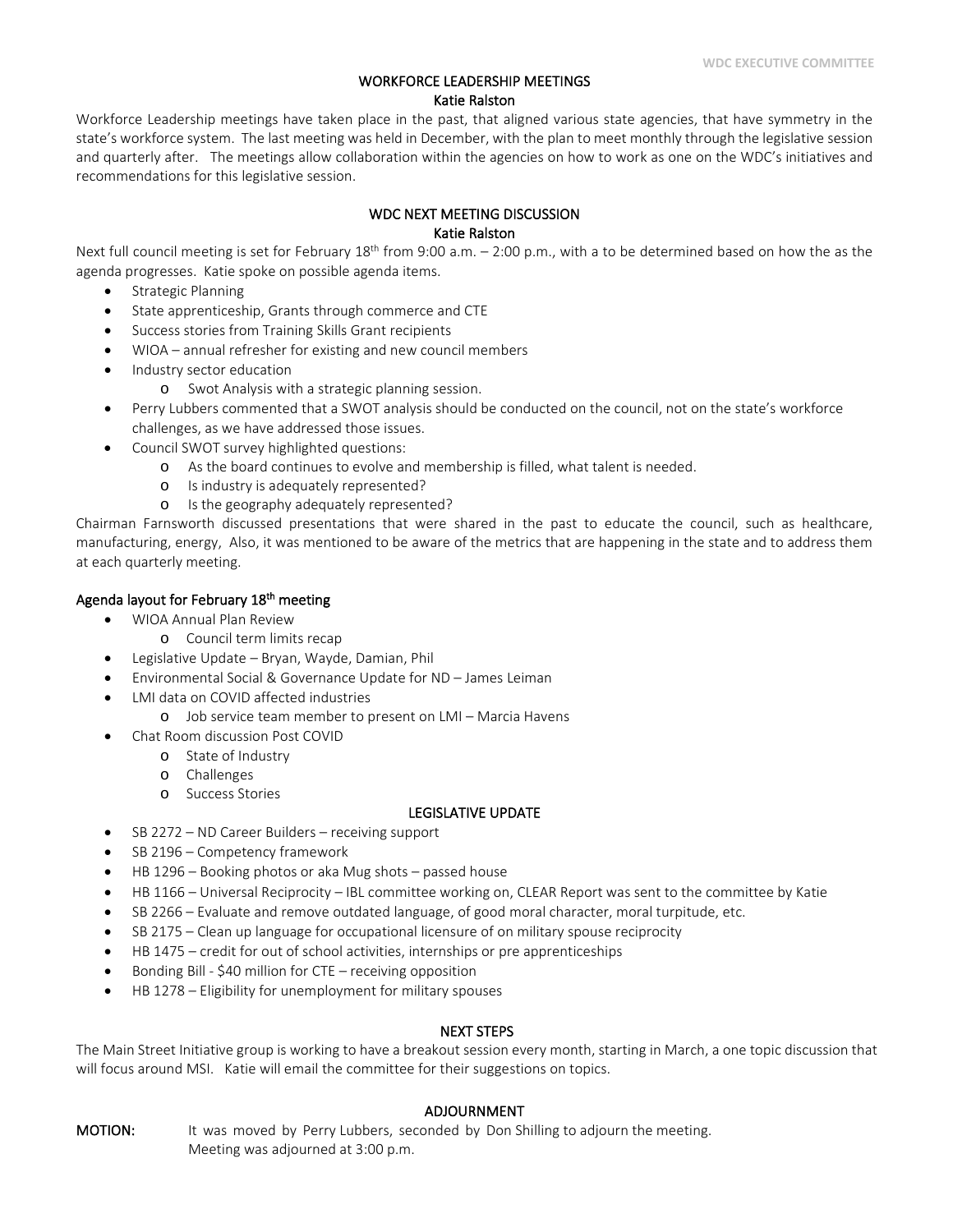## WORKFORCE LEADERSHIP MEETINGS

### Katie Ralston

Workforce Leadership meetings have taken place in the past, that aligned various state agencies, that have symmetry in the state's workforce system. The last meeting was held in December, with the plan to meet monthly through the legislative session and quarterly after. The meetings allow collaboration within the agencies on how to work as one on the WDC's initiatives and recommendations for this legislative session.

## WDC NEXT MEETING DISCUSSION

### Katie Ralston

Next full council meeting is set for February 18th from 9:00 a.m. – 2:00 p.m., with a to be determined based on how the as the agenda progresses. Katie spoke on possible agenda items.

- Strategic Planning
- State apprenticeship, Grants through commerce and CTE
- Success stories from Training Skills Grant recipients
- WIOA – annual refresher for existing and new council members
- Industry sector education
  - Swot Analysis with a strategic planning session.
- Perry Lubbers commented that a SWOT analysis should be conducted on the council, not on the state's workforce challenges, as we have addressed those issues.
- Council SWOT survey highlighted questions:
  - As the board continues to evolve and membership is filled, what talent is needed.
  - Is industry is adequately represented?
  - Is the geography adequately represented?

Chairman Farnsworth discussed presentations that were shared in the past to educate the council, such as healthcare, manufacturing, energy, Also, it was mentioned to be aware of the metrics that are happening in the state and to address them at each quarterly meeting.

### Agenda layout for February 18th meeting

- WIOA Annual Plan Review
  - Council term limits recap
- Legislative Update – Bryan, Wayde, Damian, Phil
- Environmental Social & Governance Update for ND – James Leiman
- LMI data on COVID affected industries
  - Job service team member to present on LMI – Marcia Havens
- Chat Room discussion Post COVID
  - State of Industry
  - Challenges
  - Success Stories

## LEGISLATIVE UPDATE

- SB 2272 – ND Career Builders – receiving support
- SB 2196 – Competency framework
- HB 1296 – Booking photos or aka Mug shots – passed house
- HB 1166 – Universal Reciprocity – IBL committee working on, CLEAR Report was sent to the committee by Katie
- SB 2266 – Evaluate and remove outdated language, of good moral character, moral turpitude, etc.
- SB 2175 – Clean up language for occupational licensure of on military spouse reciprocity
- HB 1475 – credit for out of school activities, internships or pre apprenticeships
- Bonding Bill - $40 million for CTE – receiving opposition
- HB 1278 – Eligibility for unemployment for military spouses

## NEXT STEPS

The Main Street Initiative group is working to have a breakout session every month, starting in March, a one topic discussion that will focus around MSI. Katie will email the committee for their suggestions on topics.

## ADJOURNMENT

**MOTION:** It was moved by Perry Lubbers, seconded by Don Shilling to adjourn the meeting.
Meeting was adjourned at 3:00 p.m.